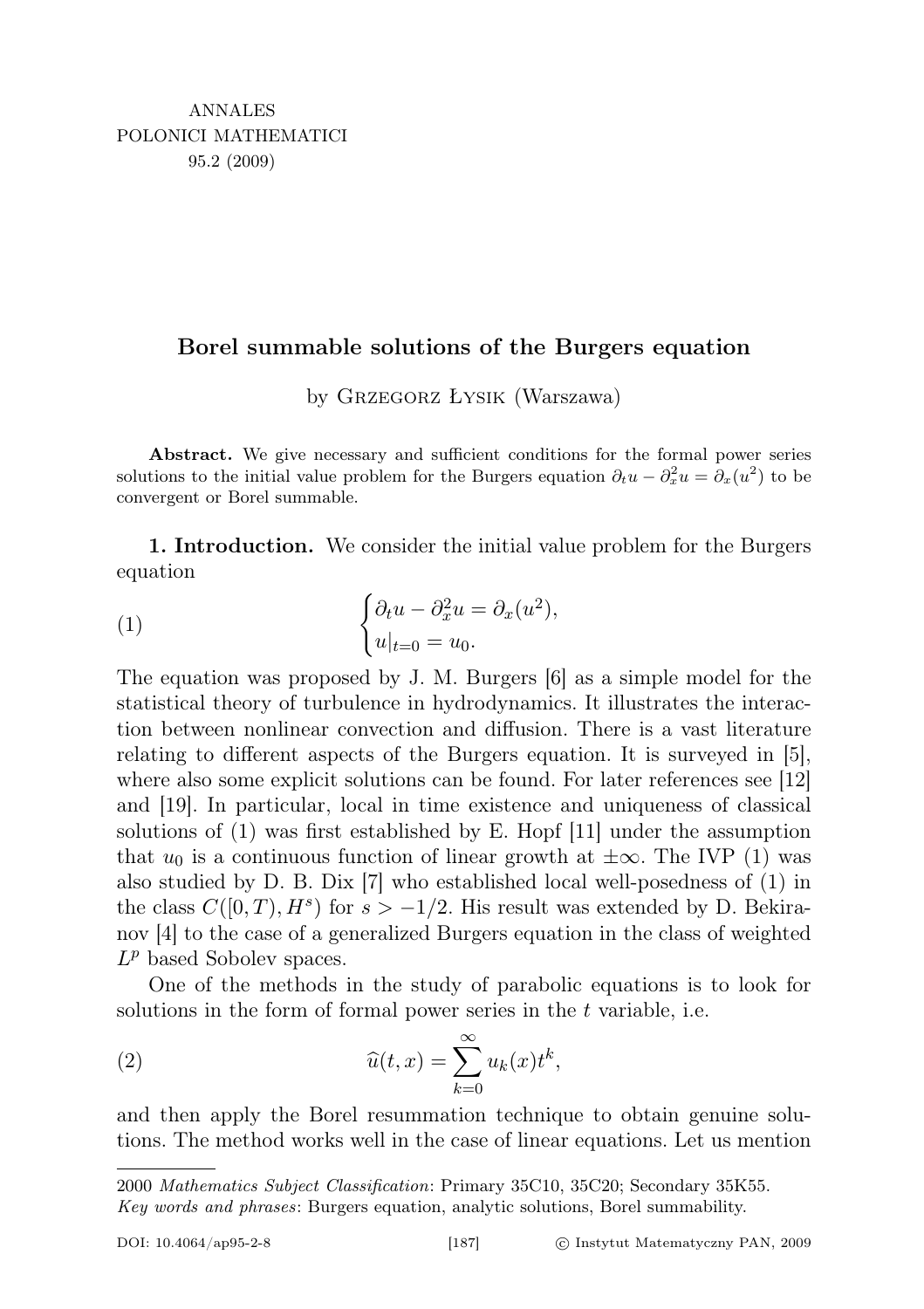ANNALES
POLONICI MATHEMATICI
95.2 (2009)

# Borel summable solutions of the Burgers equation

by Grzegorz Łysik (Warszawa)

**Abstract.** We give necessary and sufficient conditions for the formal power series solutions to the initial value problem for the Burgers equation $\partial_t u - \partial_x^2 u = \partial_x(u^2)$ to be convergent or Borel summable.

**1. Introduction.** We consider the initial value problem for the Burgers equation

$$\begin{cases} \partial_t u - \partial_x^2 u = \partial_x(u^2), \\ u|_{t=0} = u_0. \end{cases} \tag{1}$$

The equation was proposed by J. M. Burgers [6] as a simple model for the statistical theory of turbulence in hydrodynamics. It illustrates the interaction between nonlinear convection and diffusion. There is a vast literature relating to different aspects of the Burgers equation. It is surveyed in [5], where also some explicit solutions can be found. For later references see [12] and [19]. In particular, local in time existence and uniqueness of classical solutions of (1) was first established by E. Hopf [11] under the assumption that $u_0$ is a continuous function of linear growth at $\pm\infty$. The IVP (1) was also studied by D. B. Dix [7] who established local well-posedness of (1) in the class $C([0,T), H^s)$ for $s > -1/2$. His result was extended by D. Bekiranov [4] to the case of a generalized Burgers equation in the class of weighted $L^p$ based Sobolev spaces.

One of the methods in the study of parabolic equations is to look for solutions in the form of formal power series in the $t$ variable, i.e.

$$\widehat{u}(t,x) = \sum_{k=0}^{\infty} u_k(x) t^k, \tag{2}$$

and then apply the Borel resummation technique to obtain genuine solutions. The method works well in the case of linear equations. Let us mention

---

2000 *Mathematics Subject Classification*: Primary 35C10, 35C20; Secondary 35K55.
*Key words and phrases*: Burgers equation, analytic solutions, Borel summability.

DOI: 10.4064/ap95-2-8 © Instytut Matematyczny PAN, 2009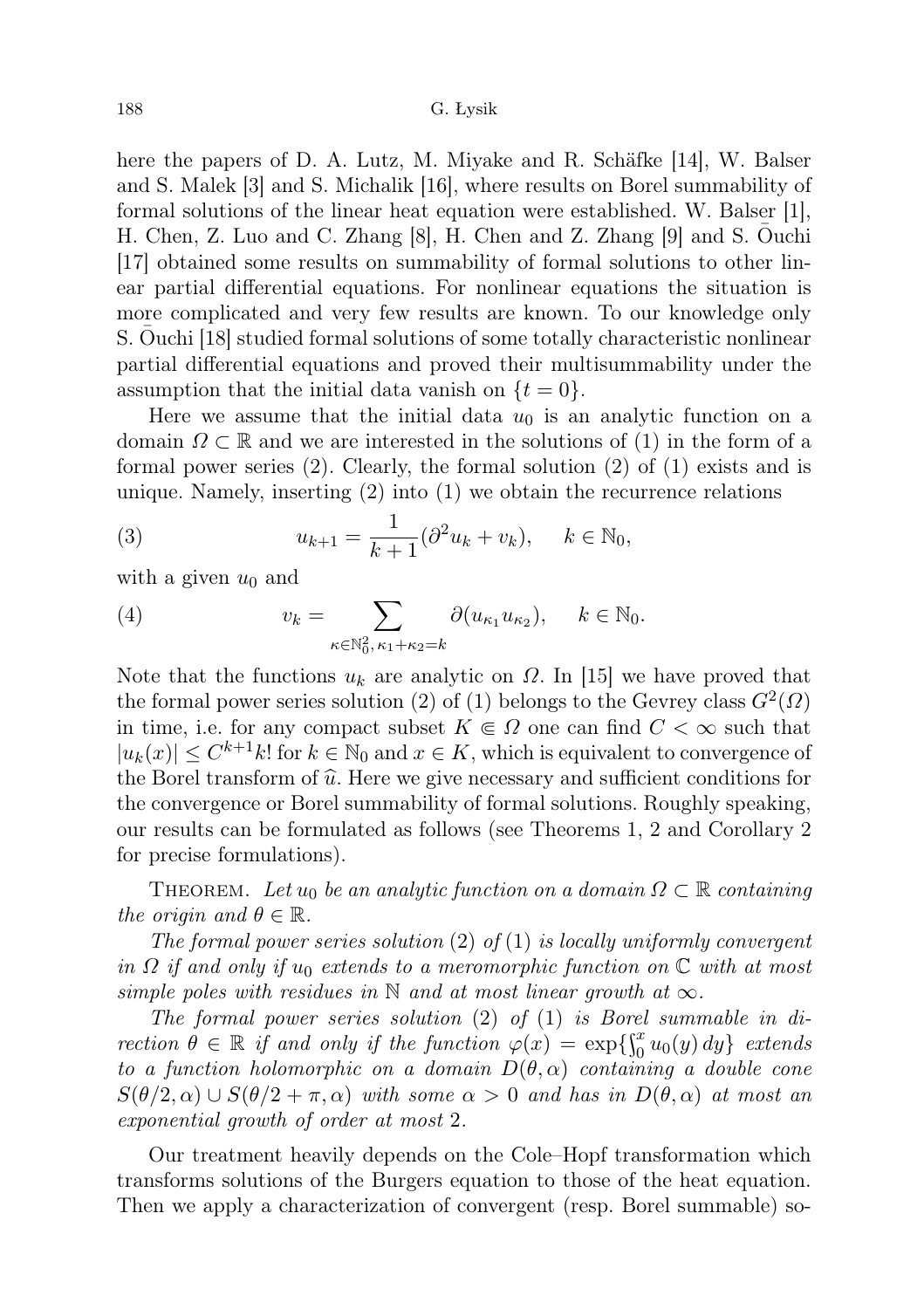here the papers of D. A. Lutz, M. Miyake and R. Schäfke [14], W. Balser and S. Malek [3] and S. Michalik [16], where results on Borel summability of formal solutions of the linear heat equation were established. W. Balser [1], H. Chen, Z. Luo and C. Zhang [8], H. Chen and Z. Zhang [9] and S. Ōuchi [17] obtained some results on summability of formal solutions to other linear partial differential equations. For nonlinear equations the situation is more complicated and very few results are known. To our knowledge only S. Ōuchi [18] studied formal solutions of some totally characteristic nonlinear partial differential equations and proved their multisummability under the assumption that the initial data vanish on $\{t = 0\}$.

Here we assume that the initial data $u_0$ is an analytic function on a domain $\Omega \subset \mathbb{R}$ and we are interested in the solutions of (1) in the form of a formal power series (2). Clearly, the formal solution (2) of (1) exists and is unique. Namely, inserting (2) into (1) we obtain the recurrence relations

$$u_{k+1} = \frac{1}{k+1}(\partial^2 u_k + v_k), \qquad k \in \mathbb{N}_0, \tag{3}$$

with a given $u_0$ and

$$v_k = \sum_{\kappa \in \mathbb{N}_0^2,\, \kappa_1+\kappa_2=k} \partial(u_{\kappa_1} u_{\kappa_2}), \qquad k \in \mathbb{N}_0. \tag{4}$$

Note that the functions $u_k$ are analytic on $\Omega$. In [15] we have proved that the formal power series solution (2) of (1) belongs to the Gevrey class $G^2(\Omega)$ in time, i.e. for any compact subset $K \Subset \Omega$ one can find $C < \infty$ such that $|u_k(x)| \le C^{k+1} k!$ for $k \in \mathbb{N}_0$ and $x \in K$, which is equivalent to convergence of the Borel transform of $\widehat{u}$. Here we give necessary and sufficient conditions for the convergence or Borel summability of formal solutions. Roughly speaking, our results can be formulated as follows (see Theorems 1, 2 and Corollary 2 for precise formulations).

Theorem. *Let $u_0$ be an analytic function on a domain $\Omega \subset \mathbb{R}$ containing the origin and $\theta \in \mathbb{R}$.*

*The formal power series solution* (2) *of* (1) *is locally uniformly convergent in $\Omega$ if and only if $u_0$ extends to a meromorphic function on $\mathbb{C}$ with at most simple poles with residues in $\mathbb{N}$ and at most linear growth at $\infty$.*

*The formal power series solution* (2) *of* (1) *is Borel summable in direction $\theta \in \mathbb{R}$ if and only if the function $\varphi(x) = \exp\{\int_0^x u_0(y)\,dy\}$ extends to a function holomorphic on a domain $D(\theta, \alpha)$ containing a double cone $S(\theta/2, \alpha) \cup S(\theta/2 + \pi, \alpha)$ with some $\alpha > 0$ and has in $D(\theta, \alpha)$ at most an exponential growth of order at most* 2*.*

Our treatment heavily depends on the Cole–Hopf transformation which transforms solutions of the Burgers equation to those of the heat equation. Then we apply a characterization of convergent (resp. Borel summable) so-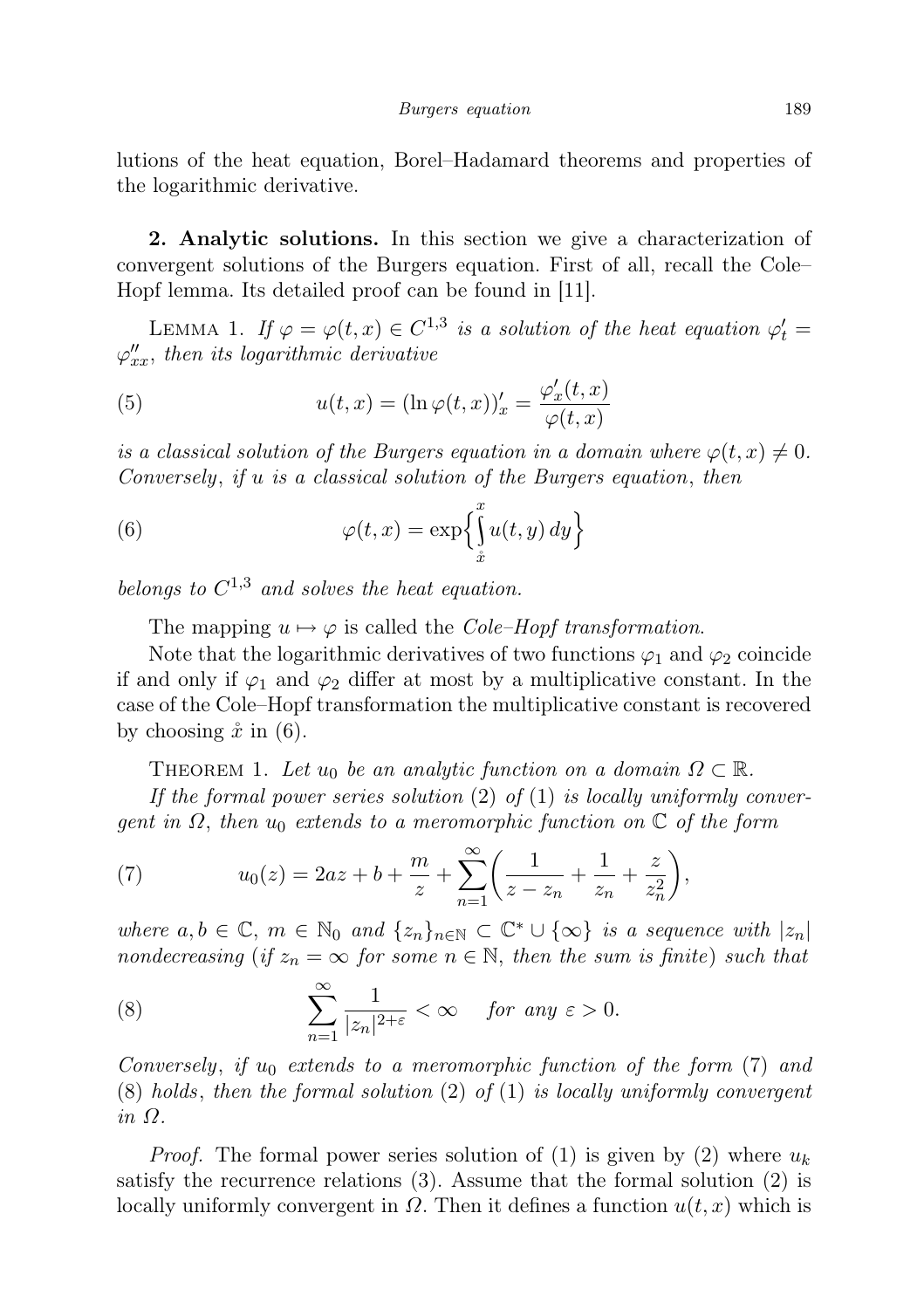lutions of the heat equation, Borel–Hadamard theorems and properties of the logarithmic derivative.

**2. Analytic solutions.** In this section we give a characterization of convergent solutions of the Burgers equation. First of all, recall the Cole–Hopf lemma. Its detailed proof can be found in [11].

Lemma 1. *If $\varphi = \varphi(t,x) \in C^{1,3}$ is a solution of the heat equation $\varphi'_t = \varphi''_{xx}$, then its logarithmic derivative*

$$u(t,x) = (\ln \varphi(t,x))'_x = \frac{\varphi'_x(t,x)}{\varphi(t,x)} \tag{5}$$

*is a classical solution of the Burgers equation in a domain where $\varphi(t,x) \neq 0$. Conversely, if $u$ is a classical solution of the Burgers equation, then*

$$\varphi(t,x) = \exp\Big\{\int_{\mathring{x}}^{x} u(t,y)\,dy\Big\} \tag{6}$$

*belongs to $C^{1,3}$ and solves the heat equation.*

The mapping $u \mapsto \varphi$ is called the *Cole–Hopf transformation*.

Note that the logarithmic derivatives of two functions $\varphi_1$ and $\varphi_2$ coincide if and only if $\varphi_1$ and $\varphi_2$ differ at most by a multiplicative constant. In the case of the Cole–Hopf transformation the multiplicative constant is recovered by choosing $\mathring{x}$ in (6).

Theorem 1. *Let $u_0$ be an analytic function on a domain $\Omega \subset \mathbb{R}$.*

*If the formal power series solution* (2) *of* (1) *is locally uniformly convergent in $\Omega$, then $u_0$ extends to a meromorphic function on $\mathbb{C}$ of the form*

$$u_0(z) = 2az + b + \frac{m}{z} + \sum_{n=1}^{\infty}\bigg(\frac{1}{z - z_n} + \frac{1}{z_n} + \frac{z}{z_n^2}\bigg), \tag{7}$$

*where $a, b \in \mathbb{C}$, $m \in \mathbb{N}_0$ and $\{z_n\}_{n\in\mathbb{N}} \subset \mathbb{C}^* \cup \{\infty\}$ is a sequence with $|z_n|$ nondecreasing (if $z_n = \infty$ for some $n \in \mathbb{N}$, then the sum is finite) such that*

$$\sum_{n=1}^{\infty} \frac{1}{|z_n|^{2+\varepsilon}} < \infty \quad \text{ for any } \varepsilon > 0. \tag{8}$$

*Conversely, if $u_0$ extends to a meromorphic function of the form* (7) *and* (8) *holds, then the formal solution* (2) *of* (1) *is locally uniformly convergent in $\Omega$.*

*Proof.* The formal power series solution of (1) is given by (2) where $u_k$ satisfy the recurrence relations (3). Assume that the formal solution (2) is locally uniformly convergent in $\Omega$. Then it defines a function $u(t,x)$ which is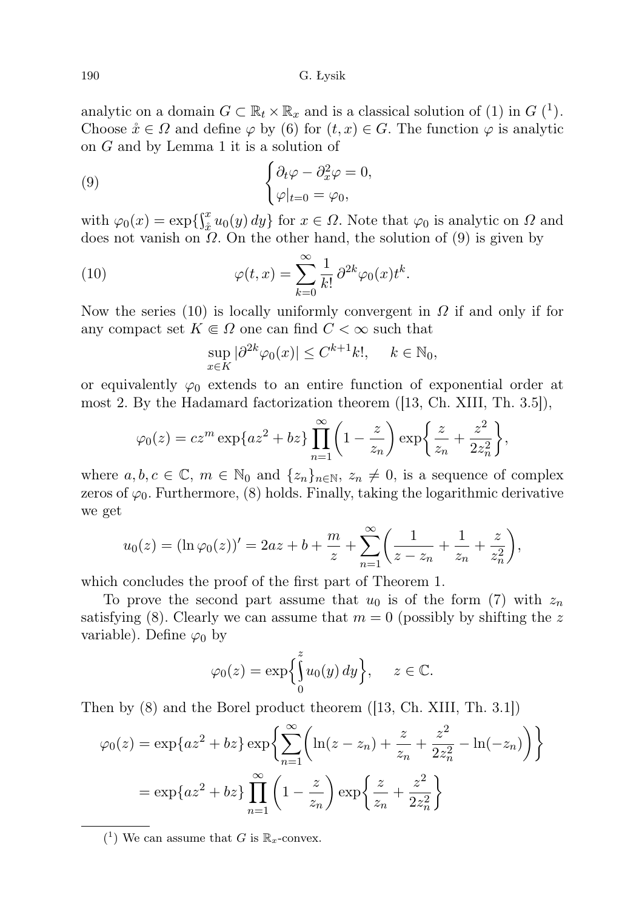analytic on a domain $G \subset \mathbb{R}_t \times \mathbb{R}_x$ and is a classical solution of (1) in $G$ ([1]). Choose $\mathring{x} \in \Omega$ and define $\varphi$ by (6) for $(t,x) \in G$. The function $\varphi$ is analytic on $G$ and by Lemma 1 it is a solution of

$$
\begin{cases} \partial_t \varphi - \partial_x^2 \varphi = 0, \\ \varphi|_{t=0} = \varphi_0, \end{cases} \tag{9}
$$

with $\varphi_0(x) = \exp\{\int_{\mathring{x}}^x u_0(y)\,dy\}$ for $x \in \Omega$. Note that $\varphi_0$ is analytic on $\Omega$ and does not vanish on $\Omega$. On the other hand, the solution of (9) is given by

$$
\varphi(t,x) = \sum_{k=0}^{\infty} \frac{1}{k!}\,\partial^{2k}\varphi_0(x) t^k. \tag{10}
$$

Now the series (10) is locally uniformly convergent in $\Omega$ if and only if for any compact set $K \Subset \Omega$ one can find $C < \infty$ such that

$$
\sup_{x \in K} |\partial^{2k}\varphi_0(x)| \le C^{k+1} k!, \quad k \in \mathbb{N}_0,
$$

or equivalently $\varphi_0$ extends to an entire function of exponential order at most 2. By the Hadamard factorization theorem ([13, Ch. XIII, Th. 3.5]),

$$
\varphi_0(z) = c z^m \exp\{az^2 + bz\} \prod_{n=1}^{\infty} \left(1 - \frac{z}{z_n}\right) \exp\left\{\frac{z}{z_n} + \frac{z^2}{2z_n^2}\right\},
$$

where $a, b, c \in \mathbb{C}$, $m \in \mathbb{N}_0$ and $\{z_n\}_{n \in \mathbb{N}}$, $z_n \neq 0$, is a sequence of complex zeros of $\varphi_0$. Furthermore, (8) holds. Finally, taking the logarithmic derivative we get

$$
u_0(z) = (\ln \varphi_0(z))' = 2az + b + \frac{m}{z} + \sum_{n=1}^{\infty} \left(\frac{1}{z - z_n} + \frac{1}{z_n} + \frac{z}{z_n^2}\right),
$$

which concludes the proof of the first part of Theorem 1.

To prove the second part assume that $u_0$ is of the form (7) with $z_n$ satisfying (8). Clearly we can assume that $m = 0$ (possibly by shifting the $z$ variable). Define $\varphi_0$ by

$$
\varphi_0(z) = \exp\left\{\int_0^z u_0(y)\,dy\right\}, \quad z \in \mathbb{C}.
$$

Then by (8) and the Borel product theorem ([13, Ch. XIII, Th. 3.1])

$$
\begin{aligned}
\varphi_0(z) &= \exp\{az^2 + bz\} \exp\left\{\sum_{n=1}^{\infty} \left(\ln(z - z_n) + \frac{z}{z_n} + \frac{z^2}{2z_n^2} - \ln(-z_n)\right)\right\} \\
&= \exp\{az^2 + bz\} \prod_{n=1}^{\infty} \left(1 - \frac{z}{z_n}\right) \exp\left\{\frac{z}{z_n} + \frac{z^2}{2z_n^2}\right\}
\end{aligned}
$$

---

([1]) We can assume that $G$ is $\mathbb{R}_x$-convex.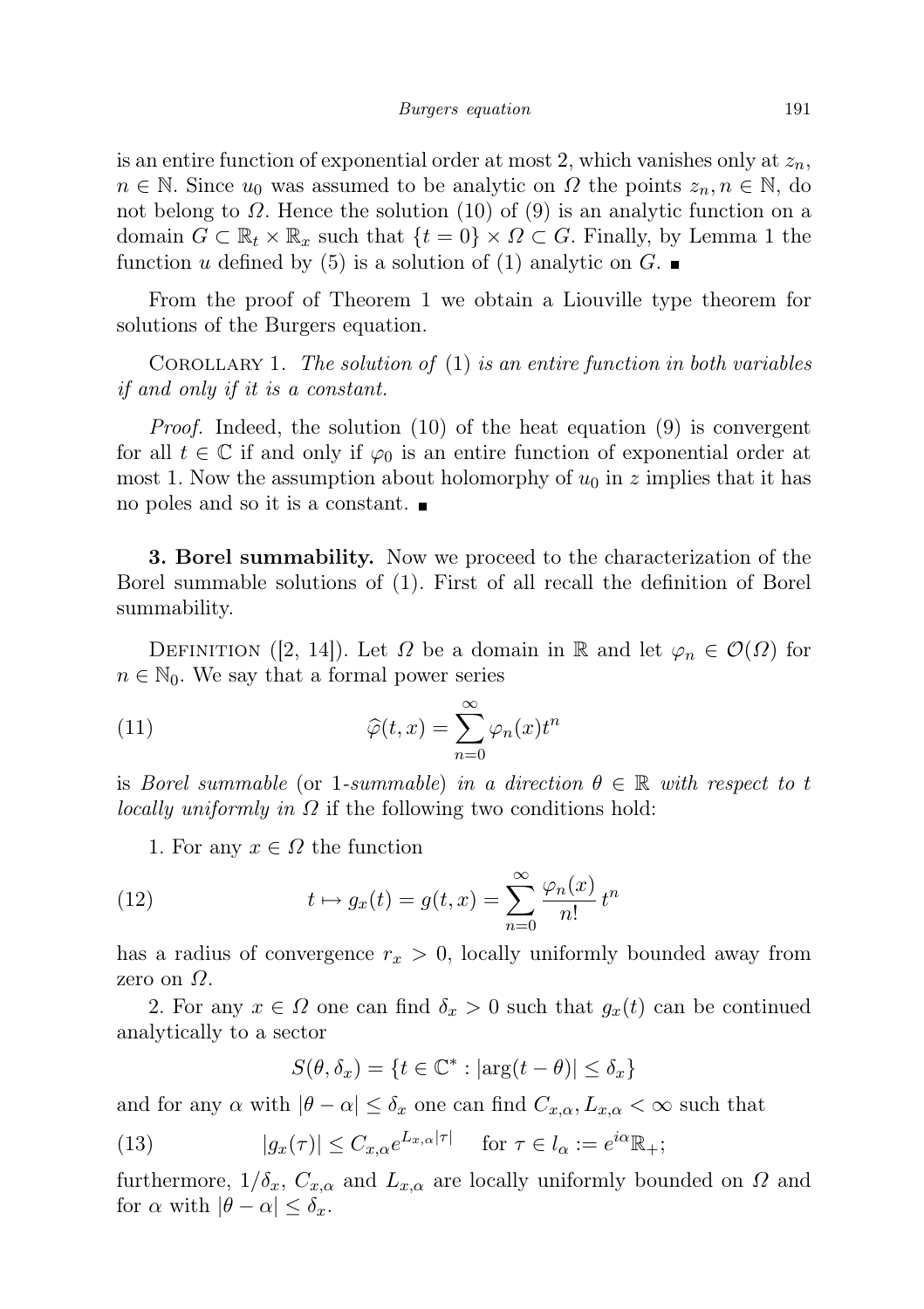is an entire function of exponential order at most 2, which vanishes only at $z_n$, $n \in \mathbb{N}$. Since $u_0$ was assumed to be analytic on $\Omega$ the points $z_n, n \in \mathbb{N}$, do not belong to $\Omega$. Hence the solution (10) of (9) is an analytic function on a domain $G \subset \mathbb{R}_t \times \mathbb{R}_x$ such that $\{t = 0\} \times \Omega \subset G$. Finally, by Lemma 1 the function $u$ defined by (5) is a solution of (1) analytic on $G$. ∎

From the proof of Theorem 1 we obtain a Liouville type theorem for solutions of the Burgers equation.

COROLLARY 1. *The solution of* (1) *is an entire function in both variables if and only if it is a constant.*

*Proof.* Indeed, the solution (10) of the heat equation (9) is convergent for all $t \in \mathbb{C}$ if and only if $\varphi_0$ is an entire function of exponential order at most 1. Now the assumption about holomorphy of $u_0$ in $z$ implies that it has no poles and so it is a constant. ∎

**3. Borel summability.** Now we proceed to the characterization of the Borel summable solutions of (1). First of all recall the definition of Borel summability.

DEFINITION ([2, 14]). Let $\Omega$ be a domain in $\mathbb{R}$ and let $\varphi_n \in \mathcal{O}(\Omega)$ for $n \in \mathbb{N}_0$. We say that a formal power series

$$\widehat{\varphi}(t,x) = \sum_{n=0}^{\infty} \varphi_n(x) t^n \tag{11}$$

is *Borel summable* (or 1-*summable*) *in a direction* $\theta \in \mathbb{R}$ *with respect to* $t$ *locally uniformly in* $\Omega$ if the following two conditions hold:

1. For any $x \in \Omega$ the function

$$t \mapsto g_x(t) = g(t,x) = \sum_{n=0}^{\infty} \frac{\varphi_n(x)}{n!} t^n \tag{12}$$

has a radius of convergence $r_x > 0$, locally uniformly bounded away from zero on $\Omega$.

2. For any $x \in \Omega$ one can find $\delta_x > 0$ such that $g_x(t)$ can be continued analytically to a sector

$$S(\theta, \delta_x) = \{t \in \mathbb{C}^* : |\arg(t - \theta)| \leq \delta_x\}$$

and for any $\alpha$ with $|\theta - \alpha| \leq \delta_x$ one can find $C_{x,\alpha}, L_{x,\alpha} < \infty$ such that

$$|g_x(\tau)| \leq C_{x,\alpha} e^{L_{x,\alpha}|\tau|} \quad \text{ for } \tau \in l_\alpha := e^{i\alpha}\mathbb{R}_+; \tag{13}$$

furthermore, $1/\delta_x$, $C_{x,\alpha}$ and $L_{x,\alpha}$ are locally uniformly bounded on $\Omega$ and for $\alpha$ with $|\theta - \alpha| \leq \delta_x$.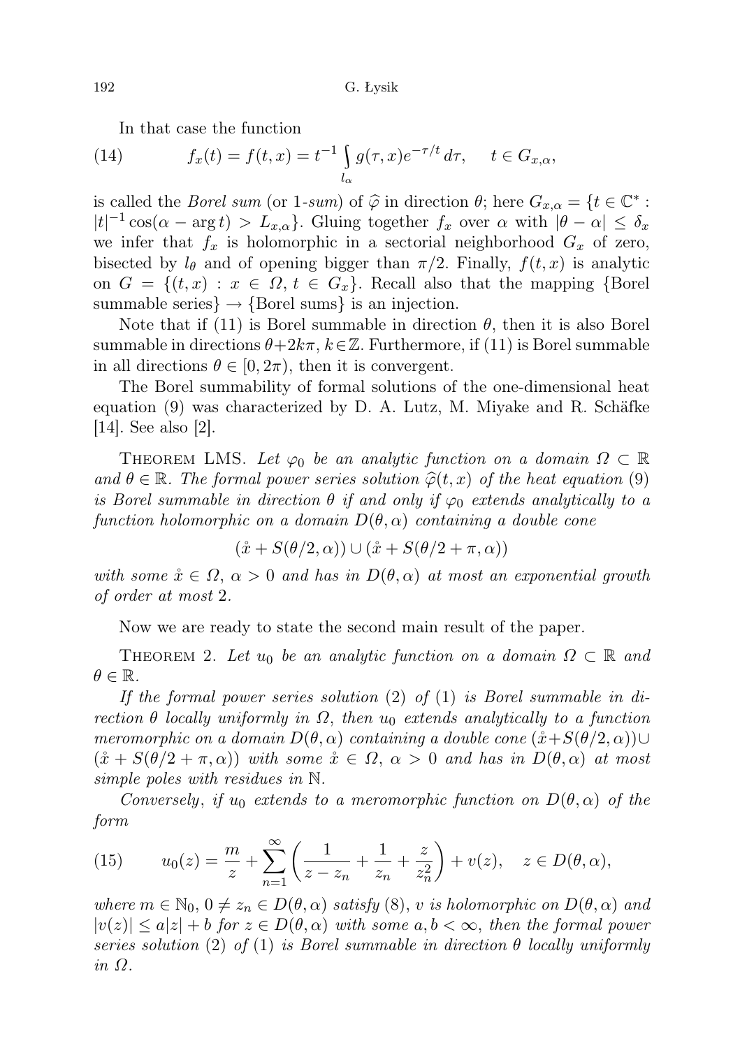In that case the function

$$f_x(t) = f(t,x) = t^{-1} \int_{l_\alpha} g(\tau, x) e^{-\tau/t}\, d\tau, \qquad t \in G_{x,\alpha}, \tag{14}$$

is called the *Borel sum* (or *1-sum*) of $\widehat{\varphi}$ in direction $\theta$; here $G_{x,\alpha} = \{t \in \mathbb{C}^* : |t|^{-1}\cos(\alpha - \arg t) > L_{x,\alpha}\}$. Gluing together $f_x$ over $\alpha$ with $|\theta - \alpha| \le \delta_x$ we infer that $f_x$ is holomorphic in a sectorial neighborhood $G_x$ of zero, bisected by $l_\theta$ and of opening bigger than $\pi/2$. Finally, $f(t,x)$ is analytic on $G = \{(t,x) : x \in \Omega,\, t \in G_x\}$. Recall also that the mapping {Borel summable series} $\to$ {Borel sums} is an injection.

Note that if (11) is Borel summable in direction $\theta$, then it is also Borel summable in directions $\theta + 2k\pi$, $k \in \mathbb{Z}$. Furthermore, if (11) is Borel summable in all directions $\theta \in [0, 2\pi)$, then it is convergent.

The Borel summability of formal solutions of the one-dimensional heat equation (9) was characterized by D. A. Lutz, M. Miyake and R. Schäfke [14]. See also [2].

Theorem LMS. *Let $\varphi_0$ be an analytic function on a domain $\Omega \subset \mathbb{R}$ and $\theta \in \mathbb{R}$. The formal power series solution $\widehat{\varphi}(t,x)$ of the heat equation (9) is Borel summable in direction $\theta$ if and only if $\varphi_0$ extends analytically to a function holomorphic on a domain $D(\theta, \alpha)$ containing a double cone*

$$(\mathring{x} + S(\theta/2, \alpha)) \cup (\mathring{x} + S(\theta/2 + \pi, \alpha))$$

*with some $\mathring{x} \in \Omega$, $\alpha > 0$ and has in $D(\theta, \alpha)$ at most an exponential growth of order at most 2.*

Now we are ready to state the second main result of the paper.

Theorem 2. *Let $u_0$ be an analytic function on a domain $\Omega \subset \mathbb{R}$ and $\theta \in \mathbb{R}$.*

*If the formal power series solution (2) of (1) is Borel summable in direction $\theta$ locally uniformly in $\Omega$, then $u_0$ extends analytically to a function meromorphic on a domain $D(\theta, \alpha)$ containing a double cone $(\mathring{x} + S(\theta/2, \alpha)) \cup (\mathring{x} + S(\theta/2 + \pi, \alpha))$ with some $\mathring{x} \in \Omega$, $\alpha > 0$ and has in $D(\theta, \alpha)$ at most simple poles with residues in $\mathbb{N}$.*

*Conversely, if $u_0$ extends to a meromorphic function on $D(\theta, \alpha)$ of the form*

$$u_0(z) = \frac{m}{z} + \sum_{n=1}^{\infty} \left( \frac{1}{z - z_n} + \frac{1}{z_n} + \frac{z}{z_n^2} \right) + v(z), \quad z \in D(\theta, \alpha), \tag{15}$$

*where $m \in \mathbb{N}_0$, $0 \ne z_n \in D(\theta, \alpha)$ satisfy (8), $v$ is holomorphic on $D(\theta, \alpha)$ and $|v(z)| \le a|z| + b$ for $z \in D(\theta, \alpha)$ with some $a, b < \infty$, then the formal power series solution (2) of (1) is Borel summable in direction $\theta$ locally uniformly in $\Omega$.*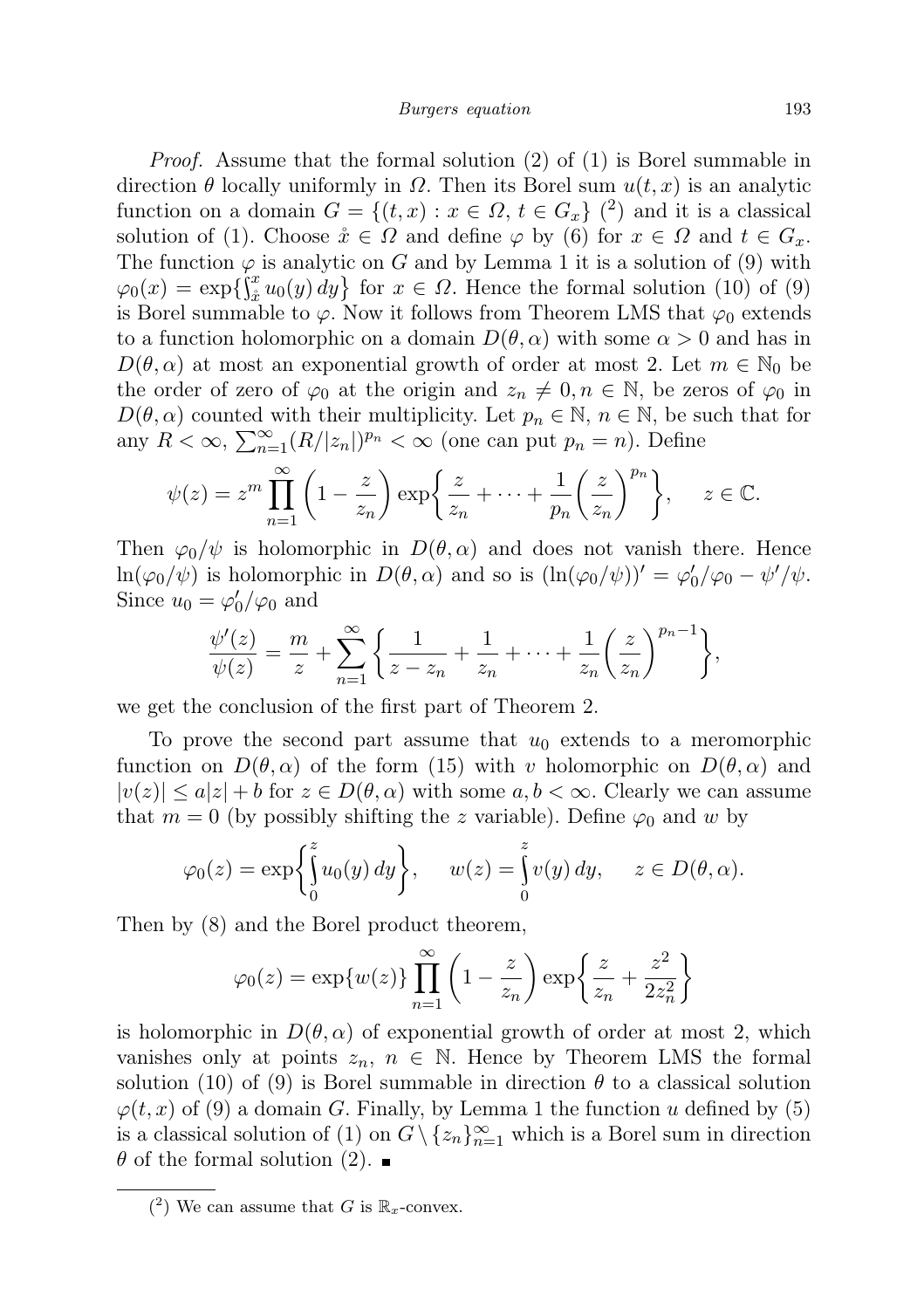*Proof.* Assume that the formal solution (2) of (1) is Borel summable in direction $\theta$ locally uniformly in $\Omega$. Then its Borel sum $u(t,x)$ is an analytic function on a domain $G = \{(t,x) : x \in \Omega,\, t \in G_x\}$ ([2]) and it is a classical solution of (1). Choose $\mathring{x} \in \Omega$ and define $\varphi$ by (6) for $x \in \Omega$ and $t \in G_x$. The function $\varphi$ is analytic on $G$ and by Lemma 1 it is a solution of (9) with $\varphi_0(x) = \exp\{\int_{\mathring{x}}^x u_0(y)\,dy\}$ for $x \in \Omega$. Hence the formal solution (10) of (9) is Borel summable to $\varphi$. Now it follows from Theorem LMS that $\varphi_0$ extends to a function holomorphic on a domain $D(\theta,\alpha)$ with some $\alpha > 0$ and has in $D(\theta,\alpha)$ at most an exponential growth of order at most 2. Let $m \in \mathbb{N}_0$ be the order of zero of $\varphi_0$ at the origin and $z_n \neq 0, n \in \mathbb{N}$, be zeros of $\varphi_0$ in $D(\theta,\alpha)$ counted with their multiplicity. Let $p_n \in \mathbb{N}$, $n \in \mathbb{N}$, be such that for any $R < \infty$, $\sum_{n=1}^{\infty}(R/|z_n|)^{p_n} < \infty$ (one can put $p_n = n$). Define

$$\psi(z) = z^m \prod_{n=1}^{\infty}\left(1 - \frac{z}{z_n}\right)\exp\left\{\frac{z}{z_n} + \cdots + \frac{1}{p_n}\left(\frac{z}{z_n}\right)^{p_n}\right\}, \quad z \in \mathbb{C}.$$

Then $\varphi_0/\psi$ is holomorphic in $D(\theta,\alpha)$ and does not vanish there. Hence $\ln(\varphi_0/\psi)$ is holomorphic in $D(\theta,\alpha)$ and so is $(\ln(\varphi_0/\psi))' = \varphi_0'/\varphi_0 - \psi'/\psi$. Since $u_0 = \varphi_0'/\varphi_0$ and

$$\frac{\psi'(z)}{\psi(z)} = \frac{m}{z} + \sum_{n=1}^{\infty}\left\{\frac{1}{z - z_n} + \frac{1}{z_n} + \cdots + \frac{1}{z_n}\left(\frac{z}{z_n}\right)^{p_n - 1}\right\},$$

we get the conclusion of the first part of Theorem 2.

To prove the second part assume that $u_0$ extends to a meromorphic function on $D(\theta,\alpha)$ of the form (15) with $v$ holomorphic on $D(\theta,\alpha)$ and $|v(z)| \leq a|z| + b$ for $z \in D(\theta,\alpha)$ with some $a, b < \infty$. Clearly we can assume that $m = 0$ (by possibly shifting the $z$ variable). Define $\varphi_0$ and $w$ by

$$\varphi_0(z) = \exp\left\{\int_0^z u_0(y)\,dy\right\}, \quad w(z) = \int_0^z v(y)\,dy, \quad z \in D(\theta,\alpha).$$

Then by (8) and the Borel product theorem,

$$\varphi_0(z) = \exp\{w(z)\}\prod_{n=1}^{\infty}\left(1 - \frac{z}{z_n}\right)\exp\left\{\frac{z}{z_n} + \frac{z^2}{2z_n^2}\right\}$$

is holomorphic in $D(\theta,\alpha)$ of exponential growth of order at most 2, which vanishes only at points $z_n$, $n \in \mathbb{N}$. Hence by Theorem LMS the formal solution (10) of (9) is Borel summable in direction $\theta$ to a classical solution $\varphi(t,x)$ of (9) a domain $G$. Finally, by Lemma 1 the function $u$ defined by (5) is a classical solution of (1) on $G \setminus \{z_n\}_{n=1}^{\infty}$ which is a Borel sum in direction $\theta$ of the formal solution (2). ∎

---

([2]) We can assume that $G$ is $\mathbb{R}_x$-convex.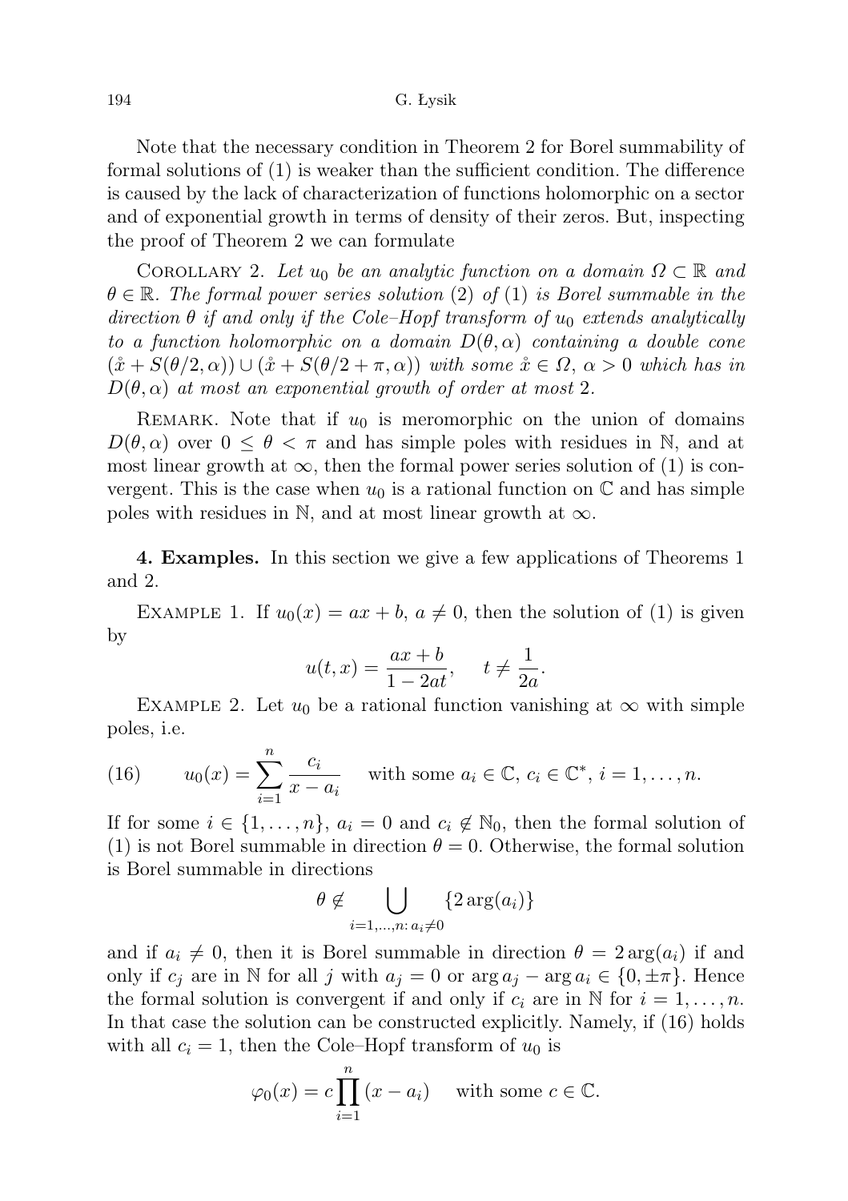Note that the necessary condition in Theorem 2 for Borel summability of formal solutions of (1) is weaker than the sufficient condition. The difference is caused by the lack of characterization of functions holomorphic on a sector and of exponential growth in terms of density of their zeros. But, inspecting the proof of Theorem 2 we can formulate

Corollary 2. *Let $u_0$ be an analytic function on a domain $\Omega \subset \mathbb{R}$ and $\theta \in \mathbb{R}$. The formal power series solution* (2) *of* (1) *is Borel summable in the direction $\theta$ if and only if the Cole–Hopf transform of $u_0$ extends analytically to a function holomorphic on a domain $D(\theta, \alpha)$ containing a double cone $(\mathring{x} + S(\theta/2, \alpha)) \cup (\mathring{x} + S(\theta/2 + \pi, \alpha))$ with some $\mathring{x} \in \Omega$, $\alpha > 0$ which has in $D(\theta, \alpha)$ at most an exponential growth of order at most* 2.

Remark. Note that if $u_0$ is meromorphic on the union of domains $D(\theta, \alpha)$ over $0 \leq \theta < \pi$ and has simple poles with residues in $\mathbb{N}$, and at most linear growth at $\infty$, then the formal power series solution of (1) is convergent. This is the case when $u_0$ is a rational function on $\mathbb{C}$ and has simple poles with residues in $\mathbb{N}$, and at most linear growth at $\infty$.

**4. Examples.** In this section we give a few applications of Theorems 1 and 2.

Example 1. If $u_0(x) = ax + b$, $a \neq 0$, then the solution of (1) is given by

$$u(t,x) = \frac{ax+b}{1-2at}, \qquad t \neq \frac{1}{2a}.$$

Example 2. Let $u_0$ be a rational function vanishing at $\infty$ with simple poles, i.e.

$$u_0(x) = \sum_{i=1}^{n} \frac{c_i}{x - a_i} \quad \text{with some } a_i \in \mathbb{C},\ c_i \in \mathbb{C}^*,\ i = 1, \dots, n. \tag{16}$$

If for some $i \in \{1, \dots, n\}$, $a_i = 0$ and $c_i \notin \mathbb{N}_0$, then the formal solution of (1) is not Borel summable in direction $\theta = 0$. Otherwise, the formal solution is Borel summable in directions

$$\theta \notin \bigcup_{i=1,\dots,n:\, a_i \neq 0} \{2\arg(a_i)\}$$

and if $a_i \neq 0$, then it is Borel summable in direction $\theta = 2\arg(a_i)$ if and only if $c_j$ are in $\mathbb{N}$ for all $j$ with $a_j = 0$ or $\arg a_j - \arg a_i \in \{0, \pm\pi\}$. Hence the formal solution is convergent if and only if $c_i$ are in $\mathbb{N}$ for $i = 1, \dots, n$. In that case the solution can be constructed explicitly. Namely, if (16) holds with all $c_i = 1$, then the Cole–Hopf transform of $u_0$ is

$$\varphi_0(x) = c \prod_{i=1}^{n} (x - a_i) \quad \text{with some } c \in \mathbb{C}.$$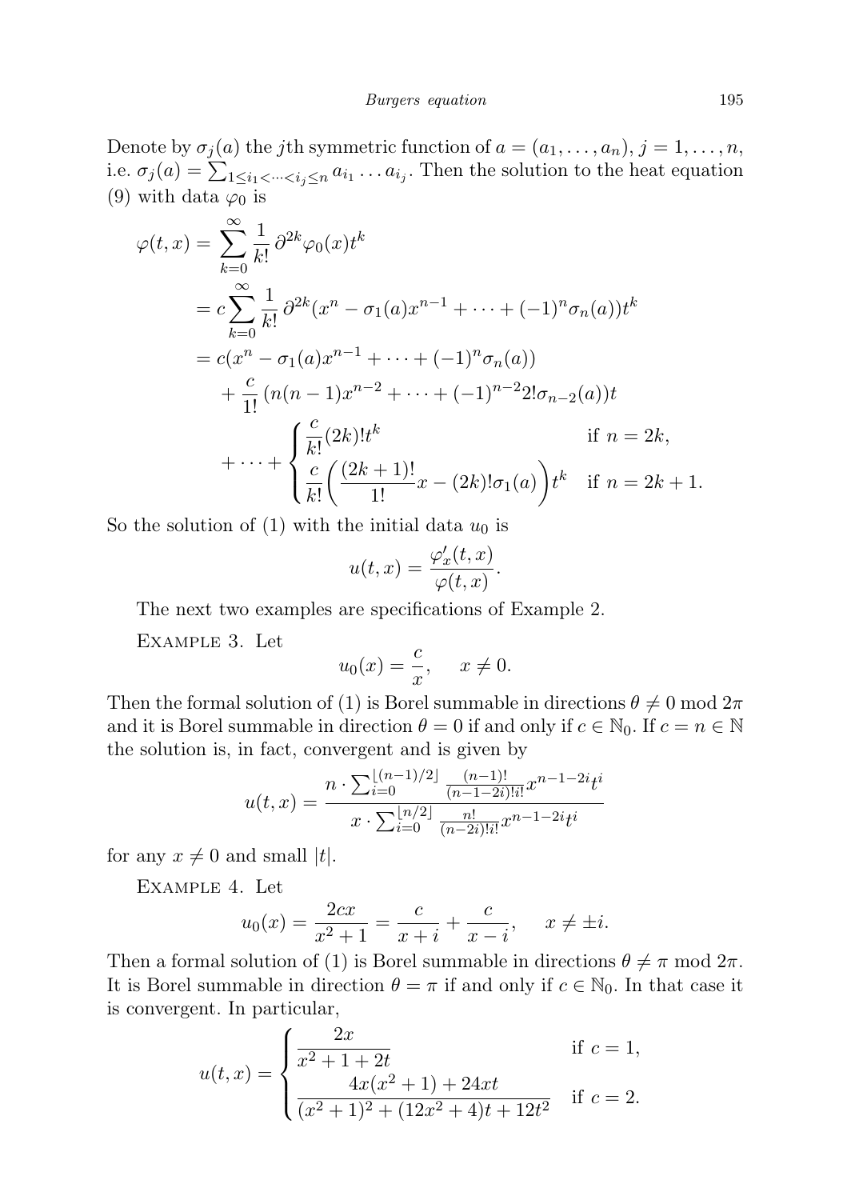Denote by $\sigma_j(a)$ the $j$th symmetric function of $a = (a_1, \ldots, a_n)$, $j = 1, \ldots, n$, i.e. $\sigma_j(a) = \sum_{1 \le i_1 < \cdots < i_j \le n} a_{i_1} \ldots a_{i_j}$. Then the solution to the heat equation (9) with data $\varphi_0$ is

$$
\begin{aligned}
\varphi(t,x) &= \sum_{k=0}^{\infty} \frac{1}{k!}\, \partial^{2k} \varphi_0(x) t^k \\
&= c \sum_{k=0}^{\infty} \frac{1}{k!}\, \partial^{2k} (x^n - \sigma_1(a) x^{n-1} + \cdots + (-1)^n \sigma_n(a)) t^k \\
&= c(x^n - \sigma_1(a) x^{n-1} + \cdots + (-1)^n \sigma_n(a)) \\
&\quad + \frac{c}{1!}\, (n(n-1)x^{n-2} + \cdots + (-1)^{n-2} 2! \sigma_{n-2}(a)) t \\
&\quad + \cdots + \begin{cases} \dfrac{c}{k!}(2k)! t^k & \text{if } n = 2k, \\[2mm] \dfrac{c}{k!}\bigg( \dfrac{(2k+1)!}{1!} x - (2k)! \sigma_1(a) \bigg) t^k & \text{if } n = 2k+1. \end{cases}
\end{aligned}
$$

So the solution of (1) with the initial data $u_0$ is

$$
u(t,x) = \frac{\varphi'_x(t,x)}{\varphi(t,x)}.
$$

The next two examples are specifications of Example 2.

Example 3. Let

$$
u_0(x) = \frac{c}{x}, \quad x \neq 0.
$$

Then the formal solution of (1) is Borel summable in directions $\theta \neq 0 \bmod 2\pi$ and it is Borel summable in direction $\theta = 0$ if and only if $c \in \mathbb{N}_0$. If $c = n \in \mathbb{N}$ the solution is, in fact, convergent and is given by

$$
u(t,x) = \frac{n \cdot \sum_{i=0}^{\lfloor (n-1)/2 \rfloor} \frac{(n-1)!}{(n-1-2i)!\, i!} x^{n-1-2i} t^i}{x \cdot \sum_{i=0}^{\lfloor n/2 \rfloor} \frac{n!}{(n-2i)!\, i!} x^{n-1-2i} t^i}
$$

for any $x \neq 0$ and small $|t|$.

Example 4. Let

$$
u_0(x) = \frac{2cx}{x^2+1} = \frac{c}{x+i} + \frac{c}{x-i}, \quad x \neq \pm i.
$$

Then a formal solution of (1) is Borel summable in directions $\theta \neq \pi \bmod 2\pi$. It is Borel summable in direction $\theta = \pi$ if and only if $c \in \mathbb{N}_0$. In that case it is convergent. In particular,

$$
u(t,x) = \begin{cases} \dfrac{2x}{x^2+1+2t} & \text{if } c = 1, \\[2mm] \dfrac{4x(x^2+1) + 24xt}{(x^2+1)^2 + (12x^2+4)t + 12t^2} & \text{if } c = 2. \end{cases}
$$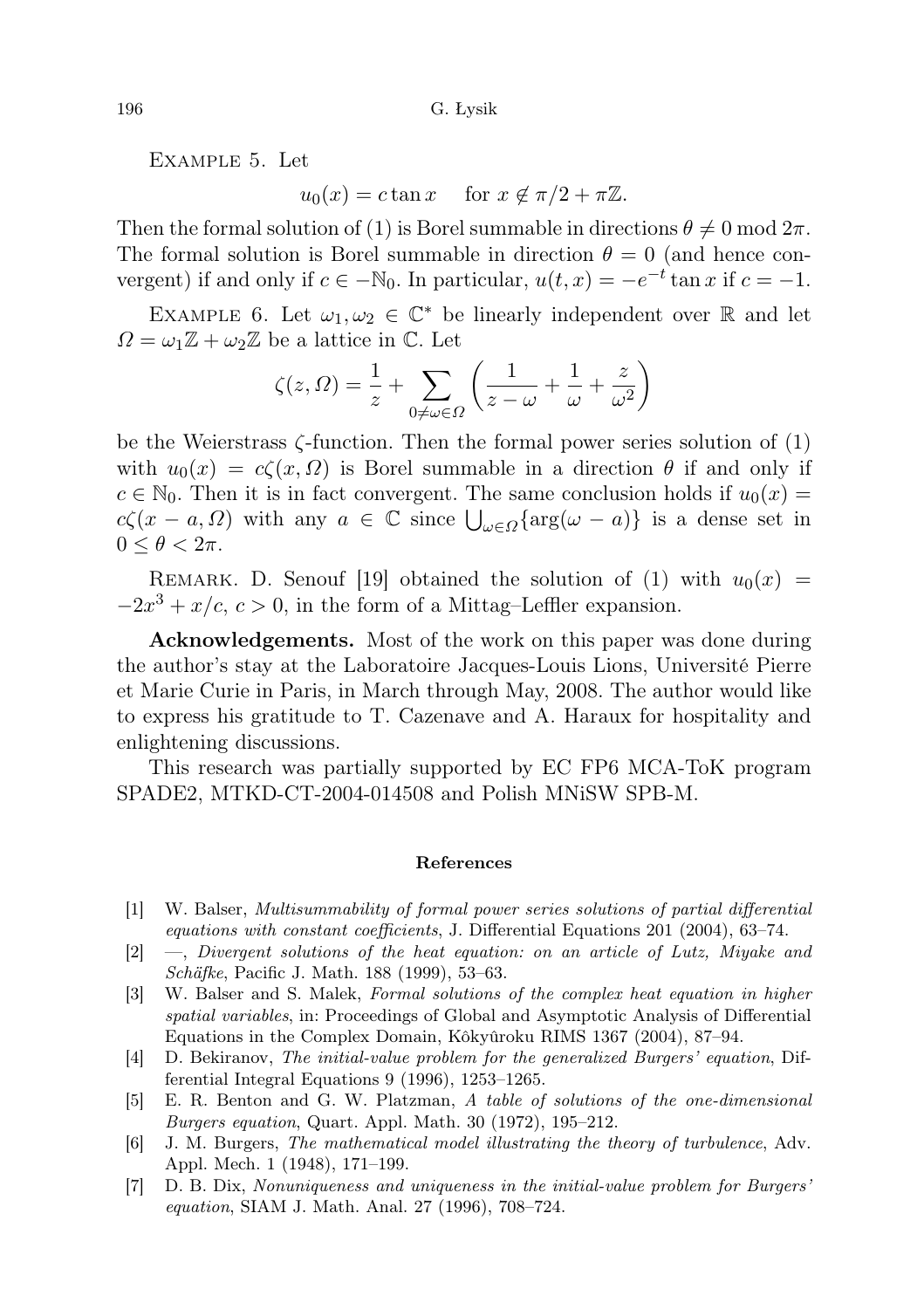Example 5. Let

$$u_0(x) = c \tan x \quad \text{ for } x \notin \pi/2 + \pi\mathbb{Z}.$$

Then the formal solution of (1) is Borel summable in directions $\theta \neq 0 \bmod 2\pi$. The formal solution is Borel summable in direction $\theta = 0$ (and hence convergent) if and only if $c \in -\mathbb{N}_0$. In particular, $u(t,x) = -e^{-t}\tan x$ if $c = -1$.

Example 6. Let $\omega_1, \omega_2 \in \mathbb{C}^*$ be linearly independent over $\mathbb{R}$ and let $\Omega = \omega_1\mathbb{Z} + \omega_2\mathbb{Z}$ be a lattice in $\mathbb{C}$. Let

$$\zeta(z, \Omega) = \frac{1}{z} + \sum_{0 \neq \omega \in \Omega} \left( \frac{1}{z - \omega} + \frac{1}{\omega} + \frac{z}{\omega^2} \right)$$

be the Weierstrass $\zeta$-function. Then the formal power series solution of (1) with $u_0(x) = c\zeta(x, \Omega)$ is Borel summable in a direction $\theta$ if and only if $c \in \mathbb{N}_0$. Then it is in fact convergent. The same conclusion holds if $u_0(x) = c\zeta(x - a, \Omega)$ with any $a \in \mathbb{C}$ since $\bigcup_{\omega \in \Omega}\{\arg(\omega - a)\}$ is a dense set in $0 \leq \theta < 2\pi$.

Remark. D. Senouf [19] obtained the solution of (1) with $u_0(x) = -2x^3 + x/c$, $c > 0$, in the form of a Mittag–Leffler expansion.

**Acknowledgements.** Most of the work on this paper was done during the author's stay at the Laboratoire Jacques-Louis Lions, Université Pierre et Marie Curie in Paris, in March through May, 2008. The author would like to express his gratitude to T. Cazenave and A. Haraux for hospitality and enlightening discussions.

This research was partially supported by EC FP6 MCA-ToK program SPADE2, MTKD-CT-2004-014508 and Polish MNiSW SPB-M.

## References

[1] W. Balser, *Multisummability of formal power series solutions of partial differential equations with constant coefficients*, J. Differential Equations 201 (2004), 63–74.

[2] —, *Divergent solutions of the heat equation: on an article of Lutz, Miyake and Schäfke*, Pacific J. Math. 188 (1999), 53–63.

[3] W. Balser and S. Malek, *Formal solutions of the complex heat equation in higher spatial variables*, in: Proceedings of Global and Asymptotic Analysis of Differential Equations in the Complex Domain, Kôkyûroku RIMS 1367 (2004), 87–94.

[4] D. Bekiranov, *The initial-value problem for the generalized Burgers' equation*, Differential Integral Equations 9 (1996), 1253–1265.

[5] E. R. Benton and G. W. Platzman, *A table of solutions of the one-dimensional Burgers equation*, Quart. Appl. Math. 30 (1972), 195–212.

[6] J. M. Burgers, *The mathematical model illustrating the theory of turbulence*, Adv. Appl. Mech. 1 (1948), 171–199.

[7] D. B. Dix, *Nonuniqueness and uniqueness in the initial-value problem for Burgers' equation*, SIAM J. Math. Anal. 27 (1996), 708–724.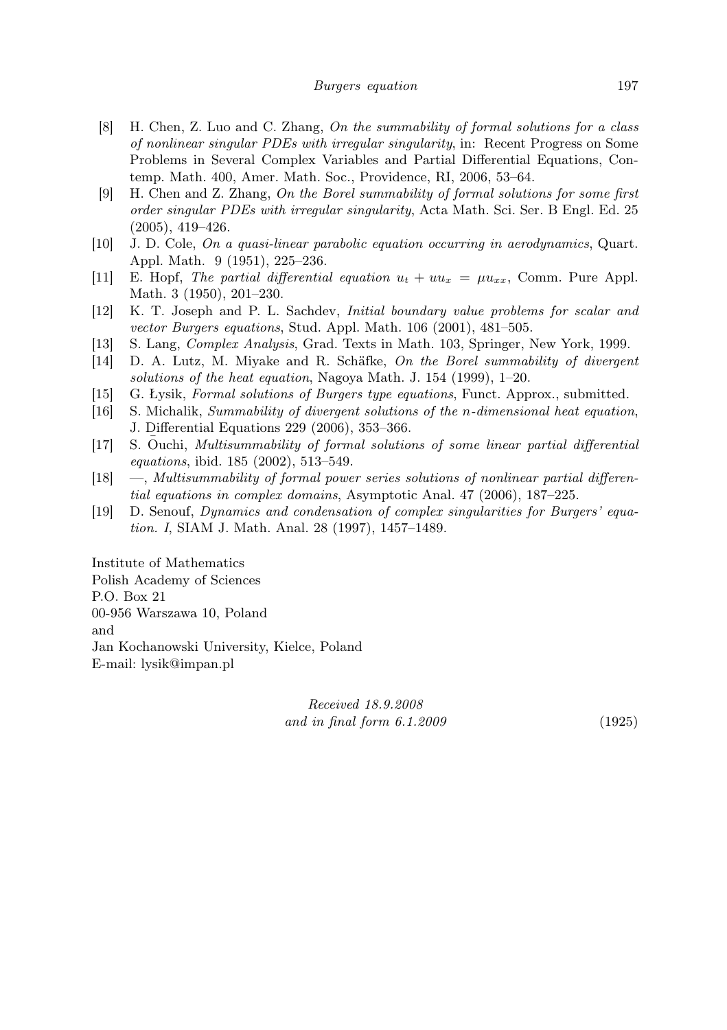[8] H. Chen, Z. Luo and C. Zhang, *On the summability of formal solutions for a class of nonlinear singular PDEs with irregular singularity*, in: Recent Progress on Some Problems in Several Complex Variables and Partial Differential Equations, Contemp. Math. 400, Amer. Math. Soc., Providence, RI, 2006, 53–64.

[9] H. Chen and Z. Zhang, *On the Borel summability of formal solutions for some first order singular PDEs with irregular singularity*, Acta Math. Sci. Ser. B Engl. Ed. 25 (2005), 419–426.

[10] J. D. Cole, *On a quasi-linear parabolic equation occurring in aerodynamics*, Quart. Appl. Math. 9 (1951), 225–236.

[11] E. Hopf, *The partial differential equation* $u_t + uu_x = \mu u_{xx}$, Comm. Pure Appl. Math. 3 (1950), 201–230.

[12] K. T. Joseph and P. L. Sachdev, *Initial boundary value problems for scalar and vector Burgers equations*, Stud. Appl. Math. 106 (2001), 481–505.

[13] S. Lang, *Complex Analysis*, Grad. Texts in Math. 103, Springer, New York, 1999.

[14] D. A. Lutz, M. Miyake and R. Schäfke, *On the Borel summability of divergent solutions of the heat equation*, Nagoya Math. J. 154 (1999), 1–20.

[15] G. Łysik, *Formal solutions of Burgers type equations*, Funct. Approx., submitted.

[16] S. Michalik, *Summability of divergent solutions of the n-dimensional heat equation*, J. Differential Equations 229 (2006), 353–366.

[17] S. Ōuchi, *Multisummability of formal solutions of some linear partial differential equations*, ibid. 185 (2002), 513–549.

[18] —, *Multisummability of formal power series solutions of nonlinear partial differential equations in complex domains*, Asymptotic Anal. 47 (2006), 187–225.

[19] D. Senouf, *Dynamics and condensation of complex singularities for Burgers' equation. I*, SIAM J. Math. Anal. 28 (1997), 1457–1489.

Institute of Mathematics
Polish Academy of Sciences
P.O. Box 21
00-956 Warszawa 10, Poland
and
Jan Kochanowski University, Kielce, Poland
E-mail: lysik@impan.pl

*Received 18.9.2008*
*and in final form 6.1.2009* (1925)